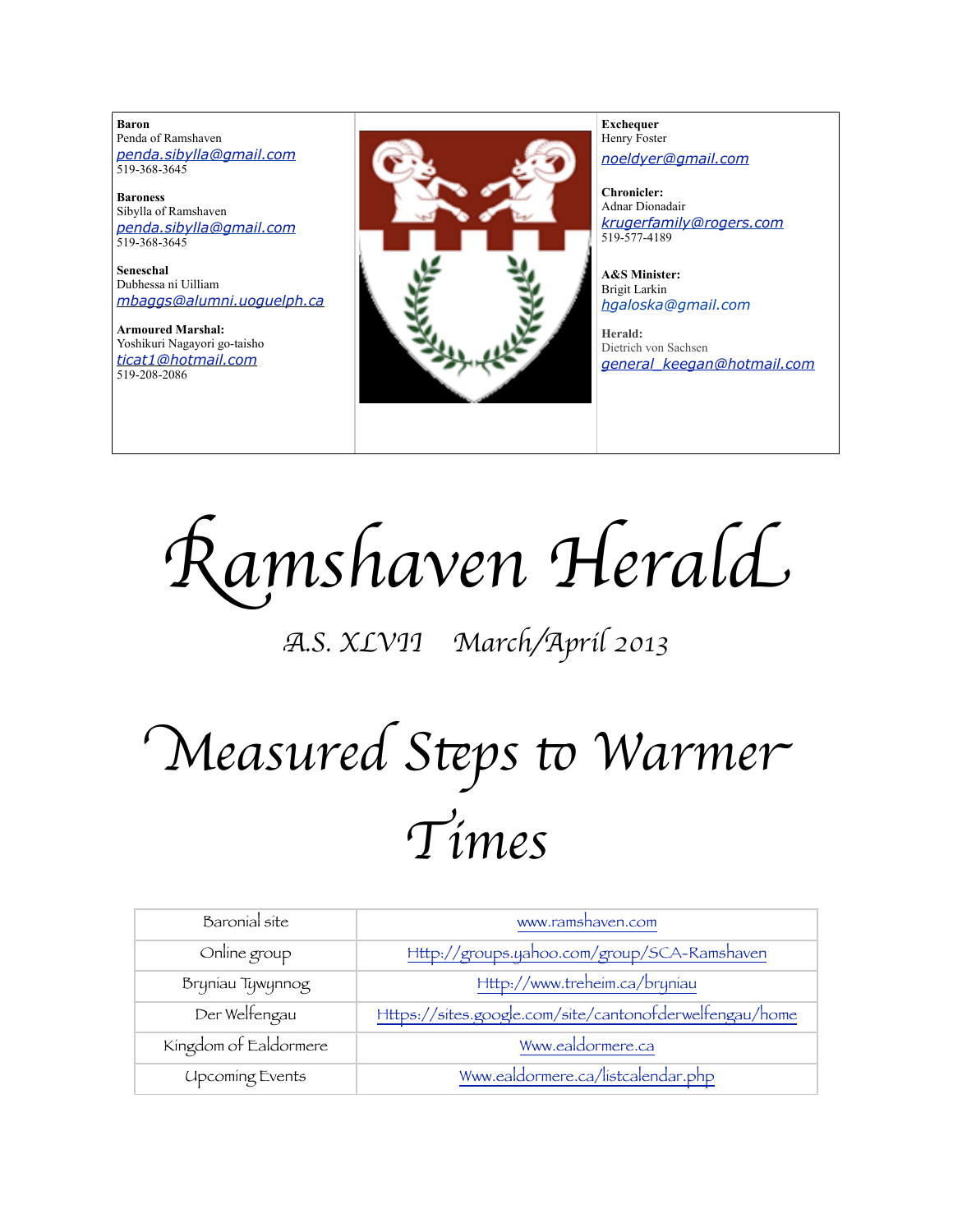**Baron**
Penda of Ramshaven
penda.sibylla@gmail.com
519-368-3645

**Baroness**
Sibylla of Ramshaven
penda.sibylla@gmail.com
519-368-3645

**Seneschal**
Dubhessa ni Uilliam
mbaggs@alumni.uoguelph.ca

**Armoured Marshal:**
Yoshikuri Nagayori go-taisho
ticat1@hotmail.com
519-208-2086

**Exchequer**
Henry Foster
noeldyer@gmail.com

**Chronicler:**
Adnar Dionadair
krugerfamily@rogers.com
519-577-4189

**A&S Minister:**
Brigit Larkin
hgaloska@gmail.com

**Herald:**
Dietrich von Sachsen
general_keegan@hotmail.com

# Ramshaven Herald

A.S. XLVII March/April 2013

# Measured Steps to Warmer Times

| | |
|---|---|
| Baronial site | www.ramshaven.com |
| Online group | Http://groups.yahoo.com/group/SCA-Ramshaven |
| Bryniau Tywynnog | Http://www.treheim.ca/bryniau |
| Der Welfengau | Https://sites.google.com/site/cantonofderwelfengau/home |
| Kingdom of Ealdormere | Www.ealdormere.ca |
| Upcoming Events | Www.ealdormere.ca/listcalendar.php |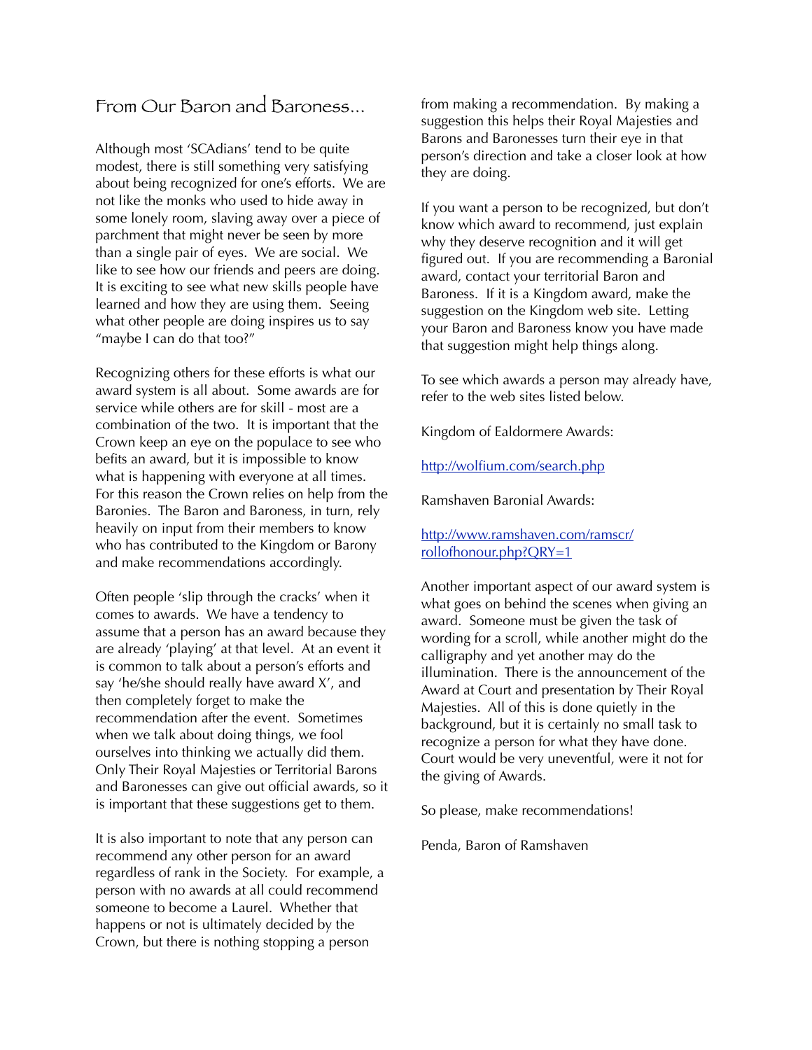## From Our Baron and Baroness...

Although most 'SCAdians' tend to be quite modest, there is still something very satisfying about being recognized for one's efforts. We are not like the monks who used to hide away in some lonely room, slaving away over a piece of parchment that might never be seen by more than a single pair of eyes. We are social. We like to see how our friends and peers are doing. It is exciting to see what new skills people have learned and how they are using them. Seeing what other people are doing inspires us to say "maybe I can do that too?"

Recognizing others for these efforts is what our award system is all about. Some awards are for service while others are for skill - most are a combination of the two. It is important that the Crown keep an eye on the populace to see who befits an award, but it is impossible to know what is happening with everyone at all times. For this reason the Crown relies on help from the Baronies. The Baron and Baroness, in turn, rely heavily on input from their members to know who has contributed to the Kingdom or Barony and make recommendations accordingly.

Often people 'slip through the cracks' when it comes to awards. We have a tendency to assume that a person has an award because they are already 'playing' at that level. At an event it is common to talk about a person's efforts and say 'he/she should really have award X', and then completely forget to make the recommendation after the event. Sometimes when we talk about doing things, we fool ourselves into thinking we actually did them. Only Their Royal Majesties or Territorial Barons and Baronesses can give out official awards, so it is important that these suggestions get to them.

It is also important to note that any person can recommend any other person for an award regardless of rank in the Society. For example, a person with no awards at all could recommend someone to become a Laurel. Whether that happens or not is ultimately decided by the Crown, but there is nothing stopping a person from making a recommendation. By making a suggestion this helps their Royal Majesties and Barons and Baronesses turn their eye in that person's direction and take a closer look at how they are doing.

If you want a person to be recognized, but don't know which award to recommend, just explain why they deserve recognition and it will get figured out. If you are recommending a Baronial award, contact your territorial Baron and Baroness. If it is a Kingdom award, make the suggestion on the Kingdom web site. Letting your Baron and Baroness know you have made that suggestion might help things along.

To see which awards a person may already have, refer to the web sites listed below.

Kingdom of Ealdormere Awards:

http://wolfium.com/search.php

Ramshaven Baronial Awards:

http://www.ramshaven.com/ramscr/rollofhonour.php?QRY=1

Another important aspect of our award system is what goes on behind the scenes when giving an award. Someone must be given the task of wording for a scroll, while another might do the calligraphy and yet another may do the illumination. There is the announcement of the Award at Court and presentation by Their Royal Majesties. All of this is done quietly in the background, but it is certainly no small task to recognize a person for what they have done. Court would be very uneventful, were it not for the giving of Awards.

So please, make recommendations!

Penda, Baron of Ramshaven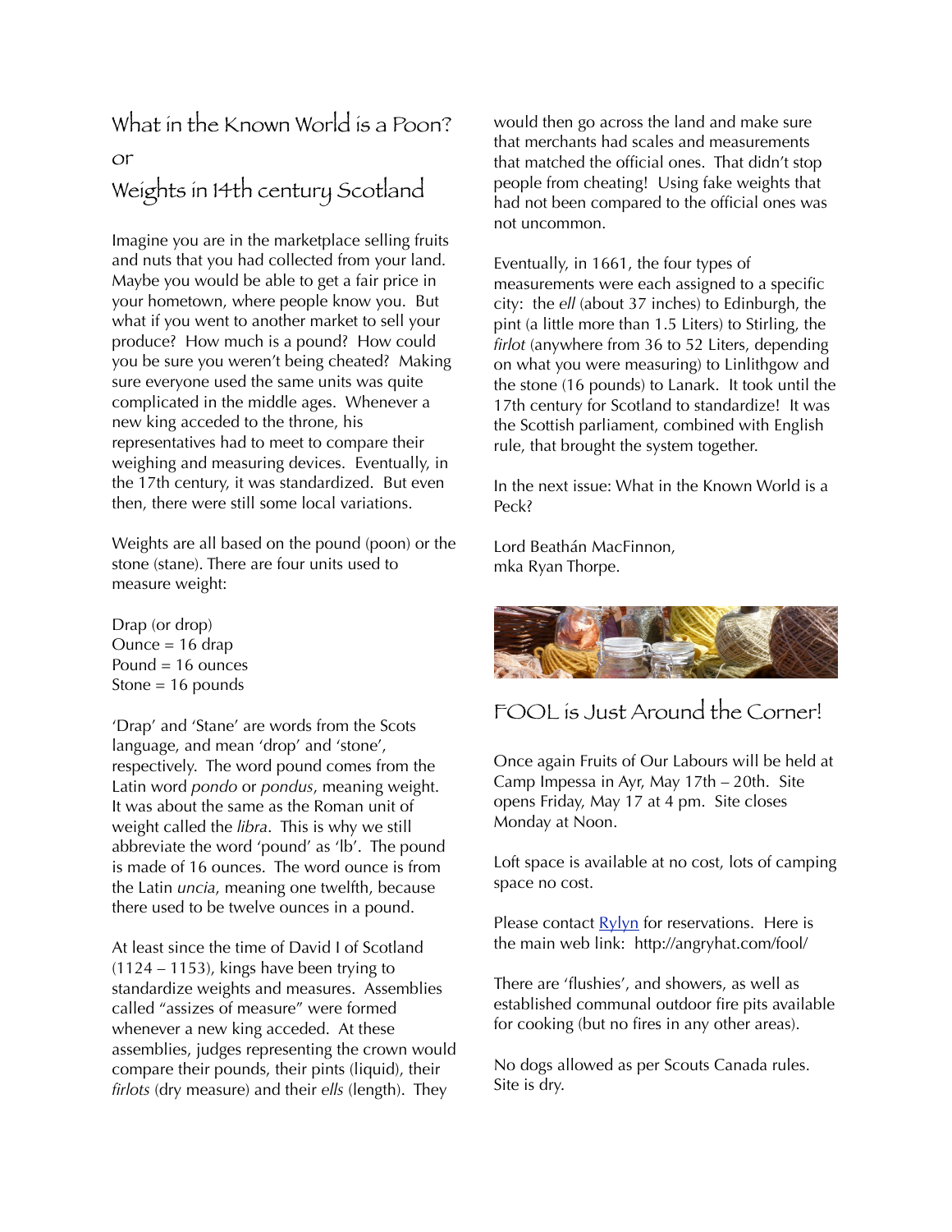## What in the Known World is a Poon?

## or

## Weights in 14th century Scotland

Imagine you are in the marketplace selling fruits and nuts that you had collected from your land. Maybe you would be able to get a fair price in your hometown, where people know you. But what if you went to another market to sell your produce? How much is a pound? How could you be sure you weren't being cheated? Making sure everyone used the same units was quite complicated in the middle ages. Whenever a new king acceded to the throne, his representatives had to meet to compare their weighing and measuring devices. Eventually, in the 17th century, it was standardized. But even then, there were still some local variations.

Weights are all based on the pound (poon) or the stone (stane). There are four units used to measure weight:

Drap (or drop)
Ounce = 16 drap
Pound = 16 ounces
Stone = 16 pounds

'Drap' and 'Stane' are words from the Scots language, and mean 'drop' and 'stone', respectively. The word pound comes from the Latin word *pondo* or *pondus*, meaning weight. It was about the same as the Roman unit of weight called the *libra*. This is why we still abbreviate the word 'pound' as 'lb'. The pound is made of 16 ounces. The word ounce is from the Latin *uncia*, meaning one twelfth, because there used to be twelve ounces in a pound.

At least since the time of David I of Scotland (1124 – 1153), kings have been trying to standardize weights and measures. Assemblies called "assizes of measure" were formed whenever a new king acceded. At these assemblies, judges representing the crown would compare their pounds, their pints (liquid), their *firlots* (dry measure) and their *ells* (length). They would then go across the land and make sure that merchants had scales and measurements that matched the official ones. That didn't stop people from cheating! Using fake weights that had not been compared to the official ones was not uncommon.

Eventually, in 1661, the four types of measurements were each assigned to a specific city: the *ell* (about 37 inches) to Edinburgh, the pint (a little more than 1.5 Liters) to Stirling, the *firlot* (anywhere from 36 to 52 Liters, depending on what you were measuring) to Linlithgow and the stone (16 pounds) to Lanark. It took until the 17th century for Scotland to standardize! It was the Scottish parliament, combined with English rule, that brought the system together.

In the next issue: What in the Known World is a Peck?

Lord Beathán MacFinnon,
mka Ryan Thorpe.

## FOOL is Just Around the Corner!

Once again Fruits of Our Labours will be held at Camp Impessa in Ayr, May 17th – 20th. Site opens Friday, May 17 at 4 pm. Site closes Monday at Noon.

Loft space is available at no cost, lots of camping space no cost.

Please contact Rylyn for reservations. Here is the main web link: http://angryhat.com/fool/

There are 'flushies', and showers, as well as established communal outdoor fire pits available for cooking (but no fires in any other areas).

No dogs allowed as per Scouts Canada rules. Site is dry.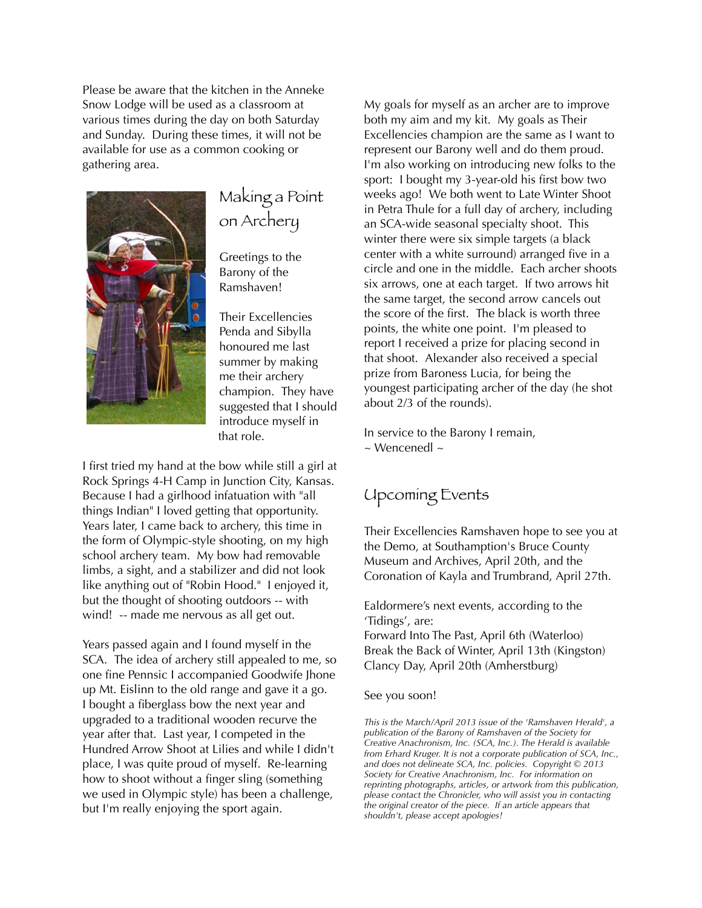Please be aware that the kitchen in the Anneke Snow Lodge will be used as a classroom at various times during the day on both Saturday and Sunday. During these times, it will not be available for use as a common cooking or gathering area.

## Making a Point on Archery

Greetings to the Barony of the Ramshaven!

Their Excellencies Penda and Sibylla honoured me last summer by making me their archery champion. They have suggested that I should introduce myself in that role.

I first tried my hand at the bow while still a girl at Rock Springs 4-H Camp in Junction City, Kansas. Because I had a girlhood infatuation with "all things Indian" I loved getting that opportunity. Years later, I came back to archery, this time in the form of Olympic-style shooting, on my high school archery team. My bow had removable limbs, a sight, and a stabilizer and did not look like anything out of "Robin Hood." I enjoyed it, but the thought of shooting outdoors -- with wind! -- made me nervous as all get out.

Years passed again and I found myself in the SCA. The idea of archery still appealed to me, so one fine Pennsic I accompanied Goodwife Jhone up Mt. Eislinn to the old range and gave it a go. I bought a fiberglass bow the next year and upgraded to a traditional wooden recurve the year after that. Last year, I competed in the Hundred Arrow Shoot at Lilies and while I didn't place, I was quite proud of myself. Re-learning how to shoot without a finger sling (something we used in Olympic style) has been a challenge, but I'm really enjoying the sport again.

My goals for myself as an archer are to improve both my aim and my kit. My goals as Their Excellencies champion are the same as I want to represent our Barony well and do them proud. I'm also working on introducing new folks to the sport: I bought my 3-year-old his first bow two weeks ago! We both went to Late Winter Shoot in Petra Thule for a full day of archery, including an SCA-wide seasonal specialty shoot. This winter there were six simple targets (a black center with a white surround) arranged five in a circle and one in the middle. Each archer shoots six arrows, one at each target. If two arrows hit the same target, the second arrow cancels out the score of the first. The black is worth three points, the white one point. I'm pleased to report I received a prize for placing second in that shoot. Alexander also received a special prize from Baroness Lucia, for being the youngest participating archer of the day (he shot about 2/3 of the rounds).

In service to the Barony I remain,
~ Wencenedl ~

## Upcoming Events

Their Excellencies Ramshaven hope to see you at the Demo, at Southampton's Bruce County Museum and Archives, April 20th, and the Coronation of Kayla and Trumbrand, April 27th.

Ealdormere's next events, according to the 'Tidings', are:
Forward Into The Past, April 6th (Waterloo)
Break the Back of Winter, April 13th (Kingston)
Clancy Day, April 20th (Amherstburg)

See you soon!

*This is the March/April 2013 issue of the 'Ramshaven Herald', a publication of the Barony of Ramshaven of the Society for Creative Anachronism, Inc. (SCA, Inc.). The Herald is available from Erhard Kruger. It is not a corporate publication of SCA, Inc., and does not delineate SCA, Inc. policies. Copyright © 2013 Society for Creative Anachronism, Inc. For information on reprinting photographs, articles, or artwork from this publication, please contact the Chronicler, who will assist you in contacting the original creator of the piece. If an article appears that shouldn't, please accept apologies!*